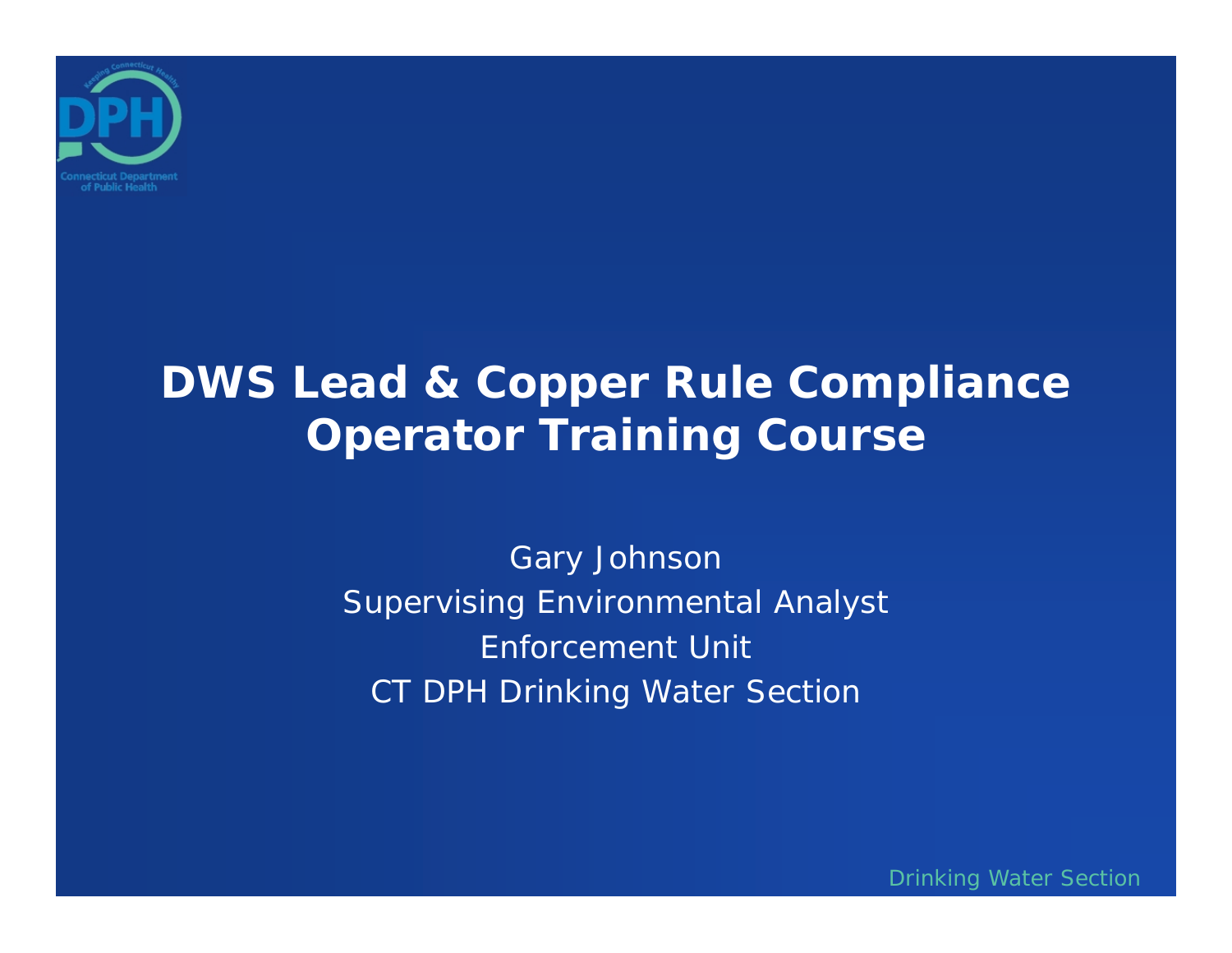# DWS Lead & Copper Rule Compliance Operator Training Course

Gary Johnson

Supervising Environmental Analyst

Enforcement Unit

CT DPH Drinking Water Section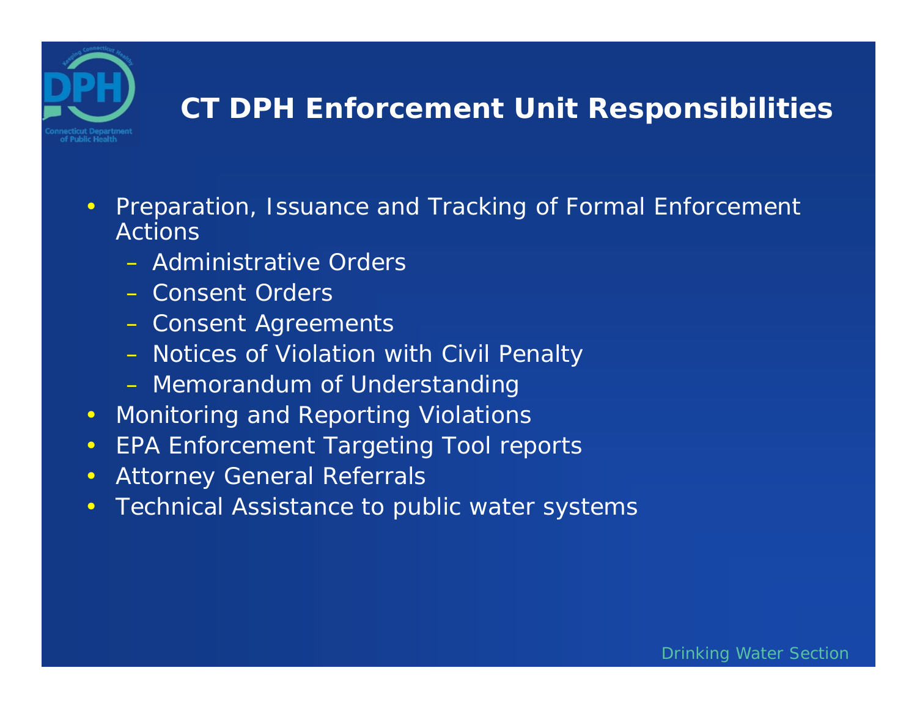# CT DPH Enforcement Unit Responsibilities

- Preparation, Issuance and Tracking of Formal Enforcement Actions
  - Administrative Orders
  - Consent Orders
  - Consent Agreements
  - Notices of Violation with Civil Penalty
  - Memorandum of Understanding
- Monitoring and Reporting Violations
- EPA Enforcement Targeting Tool reports
- Attorney General Referrals
- Technical Assistance to public water systems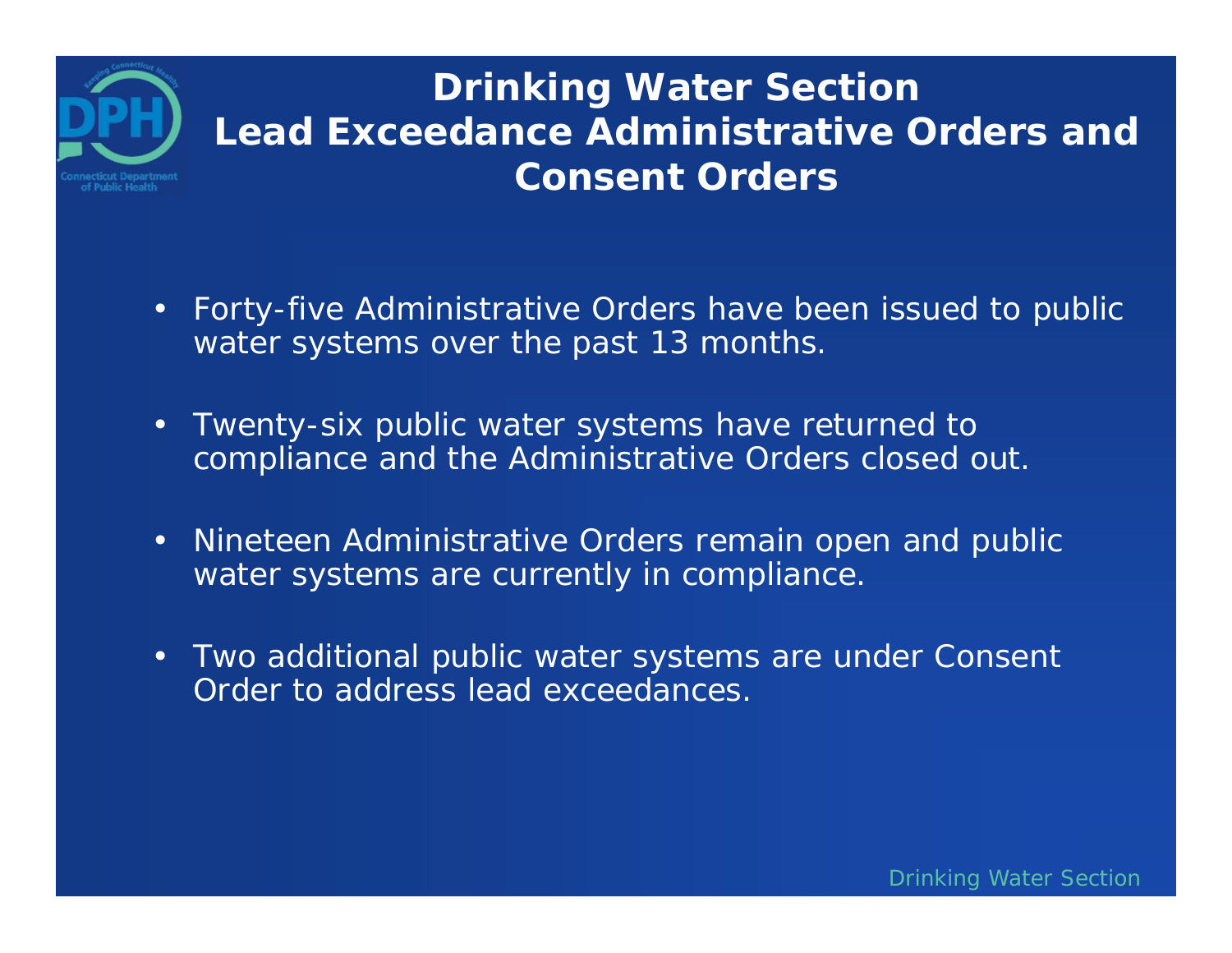# Drinking Water Section
# Lead Exceedance Administrative Orders and Consent Orders

- Forty-five Administrative Orders have been issued to public water systems over the past 13 months.
- Twenty-six public water systems have returned to compliance and the Administrative Orders closed out.
- Nineteen Administrative Orders remain open and public water systems are currently in compliance.
- Two additional public water systems are under Consent Order to address lead exceedances.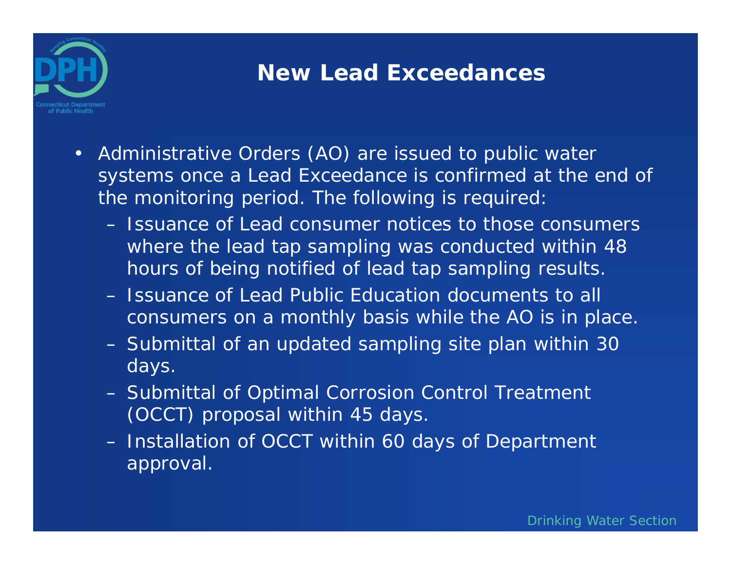# New Lead Exceedances

- Administrative Orders (AO) are issued to public water systems once a Lead Exceedance is confirmed at the end of the monitoring period. The following is required:
  - Issuance of Lead consumer notices to those consumers where the lead tap sampling was conducted within 48 hours of being notified of lead tap sampling results.
  - Issuance of Lead Public Education documents to all consumers on a monthly basis while the AO is in place.
  - Submittal of an updated sampling site plan within 30 days.
  - Submittal of Optimal Corrosion Control Treatment (OCCT) proposal within 45 days.
  - Installation of OCCT within 60 days of Department approval.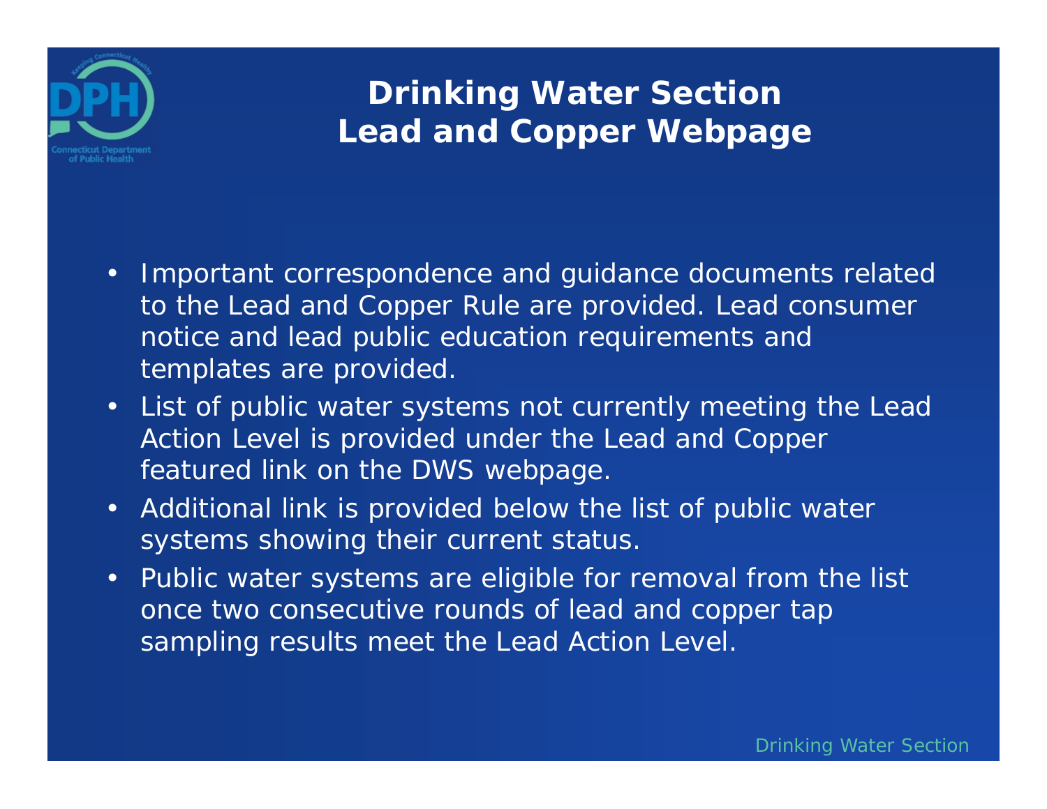# Drinking Water Section
# Lead and Copper Webpage

- Important correspondence and guidance documents related to the Lead and Copper Rule are provided. Lead consumer notice and lead public education requirements and templates are provided.
- List of public water systems not currently meeting the Lead Action Level is provided under the Lead and Copper featured link on the DWS webpage.
- Additional link is provided below the list of public water systems showing their current status.
- Public water systems are eligible for removal from the list once two consecutive rounds of lead and copper tap sampling results meet the Lead Action Level.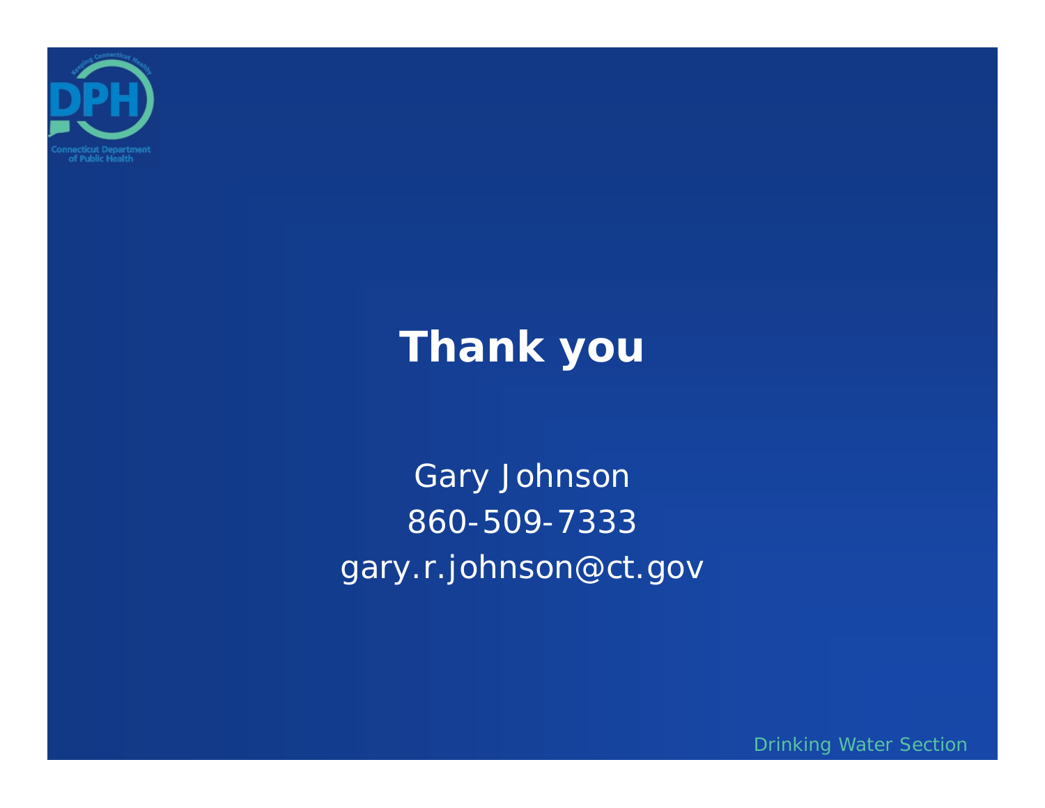# Thank you

Gary Johnson
860-509-7333
gary.r.johnson@ct.gov